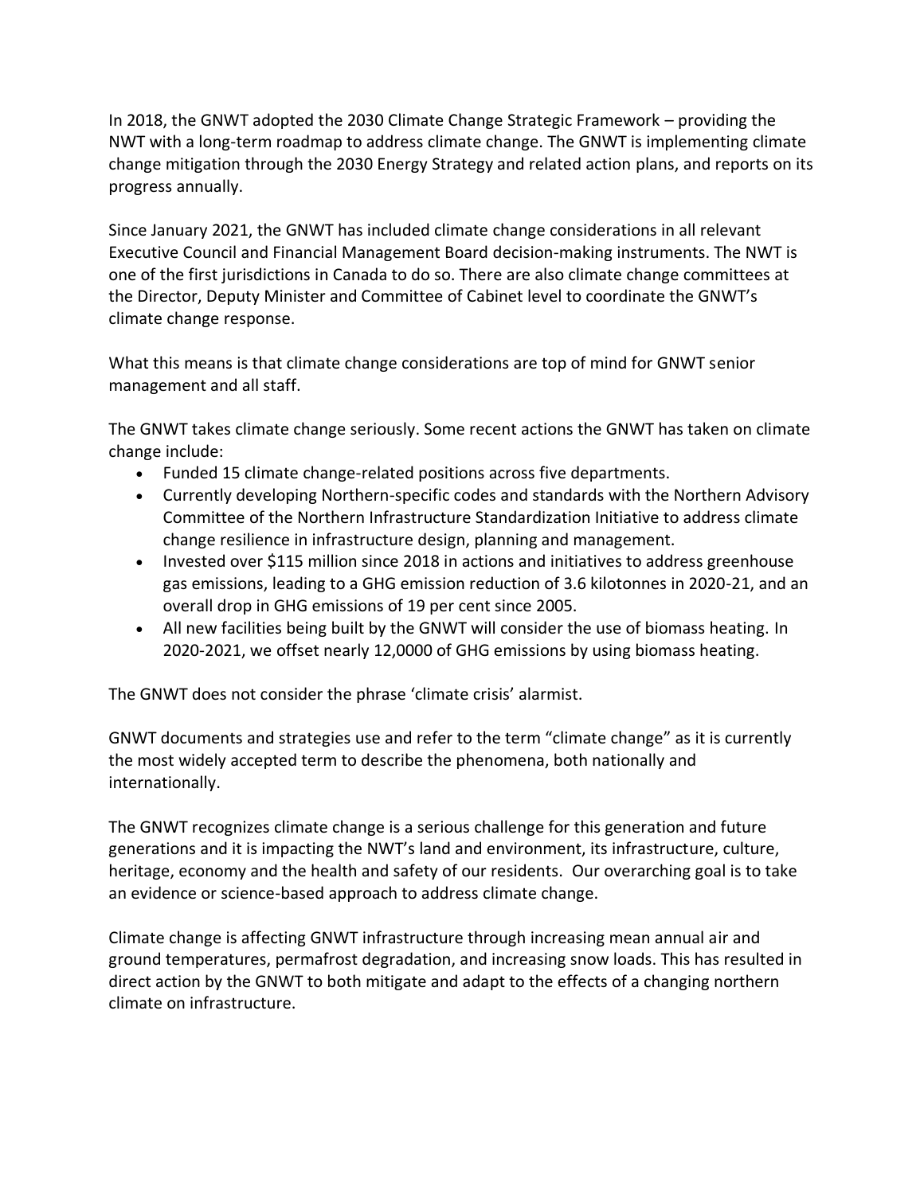In 2018, the GNWT adopted the 2030 Climate Change Strategic Framework – providing the NWT with a long-term roadmap to address climate change. The GNWT is implementing climate change mitigation through the 2030 Energy Strategy and related action plans, and reports on its progress annually.

Since January 2021, the GNWT has included climate change considerations in all relevant Executive Council and Financial Management Board decision-making instruments. The NWT is one of the first jurisdictions in Canada to do so. There are also climate change committees at the Director, Deputy Minister and Committee of Cabinet level to coordinate the GNWT's climate change response.

What this means is that climate change considerations are top of mind for GNWT senior management and all staff.

The GNWT takes climate change seriously. Some recent actions the GNWT has taken on climate change include:

- Funded 15 climate change-related positions across five departments.
- Currently developing Northern-specific codes and standards with the Northern Advisory Committee of the Northern Infrastructure Standardization Initiative to address climate change resilience in infrastructure design, planning and management.
- Invested over $115 million since 2018 in actions and initiatives to address greenhouse gas emissions, leading to a GHG emission reduction of 3.6 kilotonnes in 2020-21, and an overall drop in GHG emissions of 19 per cent since 2005.
- All new facilities being built by the GNWT will consider the use of biomass heating. In 2020-2021, we offset nearly 12,0000 of GHG emissions by using biomass heating.

The GNWT does not consider the phrase 'climate crisis' alarmist.

GNWT documents and strategies use and refer to the term "climate change" as it is currently the most widely accepted term to describe the phenomena, both nationally and internationally.

The GNWT recognizes climate change is a serious challenge for this generation and future generations and it is impacting the NWT's land and environment, its infrastructure, culture, heritage, economy and the health and safety of our residents. Our overarching goal is to take an evidence or science-based approach to address climate change.

Climate change is affecting GNWT infrastructure through increasing mean annual air and ground temperatures, permafrost degradation, and increasing snow loads. This has resulted in direct action by the GNWT to both mitigate and adapt to the effects of a changing northern climate on infrastructure.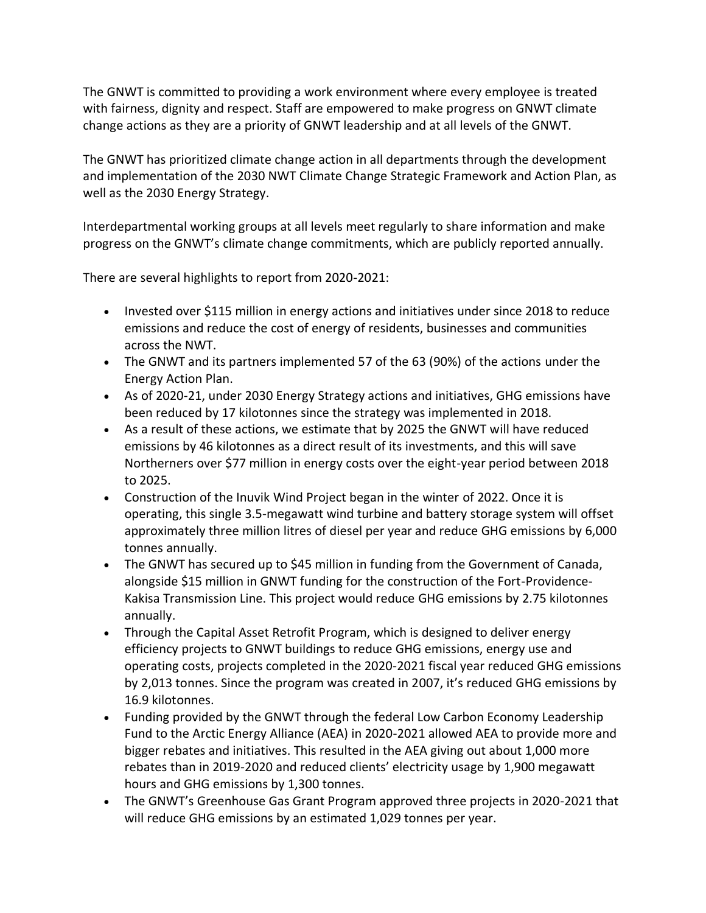The GNWT is committed to providing a work environment where every employee is treated with fairness, dignity and respect. Staff are empowered to make progress on GNWT climate change actions as they are a priority of GNWT leadership and at all levels of the GNWT.

The GNWT has prioritized climate change action in all departments through the development and implementation of the 2030 NWT Climate Change Strategic Framework and Action Plan, as well as the 2030 Energy Strategy.

Interdepartmental working groups at all levels meet regularly to share information and make progress on the GNWT's climate change commitments, which are publicly reported annually.

There are several highlights to report from 2020-2021:

- Invested over $115 million in energy actions and initiatives under since 2018 to reduce emissions and reduce the cost of energy of residents, businesses and communities across the NWT.
- The GNWT and its partners implemented 57 of the 63 (90%) of the actions under the Energy Action Plan.
- As of 2020-21, under 2030 Energy Strategy actions and initiatives, GHG emissions have been reduced by 17 kilotonnes since the strategy was implemented in 2018.
- As a result of these actions, we estimate that by 2025 the GNWT will have reduced emissions by 46 kilotonnes as a direct result of its investments, and this will save Northerners over $77 million in energy costs over the eight-year period between 2018 to 2025.
- Construction of the Inuvik Wind Project began in the winter of 2022. Once it is operating, this single 3.5-megawatt wind turbine and battery storage system will offset approximately three million litres of diesel per year and reduce GHG emissions by 6,000 tonnes annually.
- The GNWT has secured up to $45 million in funding from the Government of Canada, alongside $15 million in GNWT funding for the construction of the Fort-Providence-Kakisa Transmission Line. This project would reduce GHG emissions by 2.75 kilotonnes annually.
- Through the Capital Asset Retrofit Program, which is designed to deliver energy efficiency projects to GNWT buildings to reduce GHG emissions, energy use and operating costs, projects completed in the 2020-2021 fiscal year reduced GHG emissions by 2,013 tonnes. Since the program was created in 2007, it's reduced GHG emissions by 16.9 kilotonnes.
- Funding provided by the GNWT through the federal Low Carbon Economy Leadership Fund to the Arctic Energy Alliance (AEA) in 2020-2021 allowed AEA to provide more and bigger rebates and initiatives. This resulted in the AEA giving out about 1,000 more rebates than in 2019-2020 and reduced clients' electricity usage by 1,900 megawatt hours and GHG emissions by 1,300 tonnes.
- The GNWT's Greenhouse Gas Grant Program approved three projects in 2020-2021 that will reduce GHG emissions by an estimated 1,029 tonnes per year.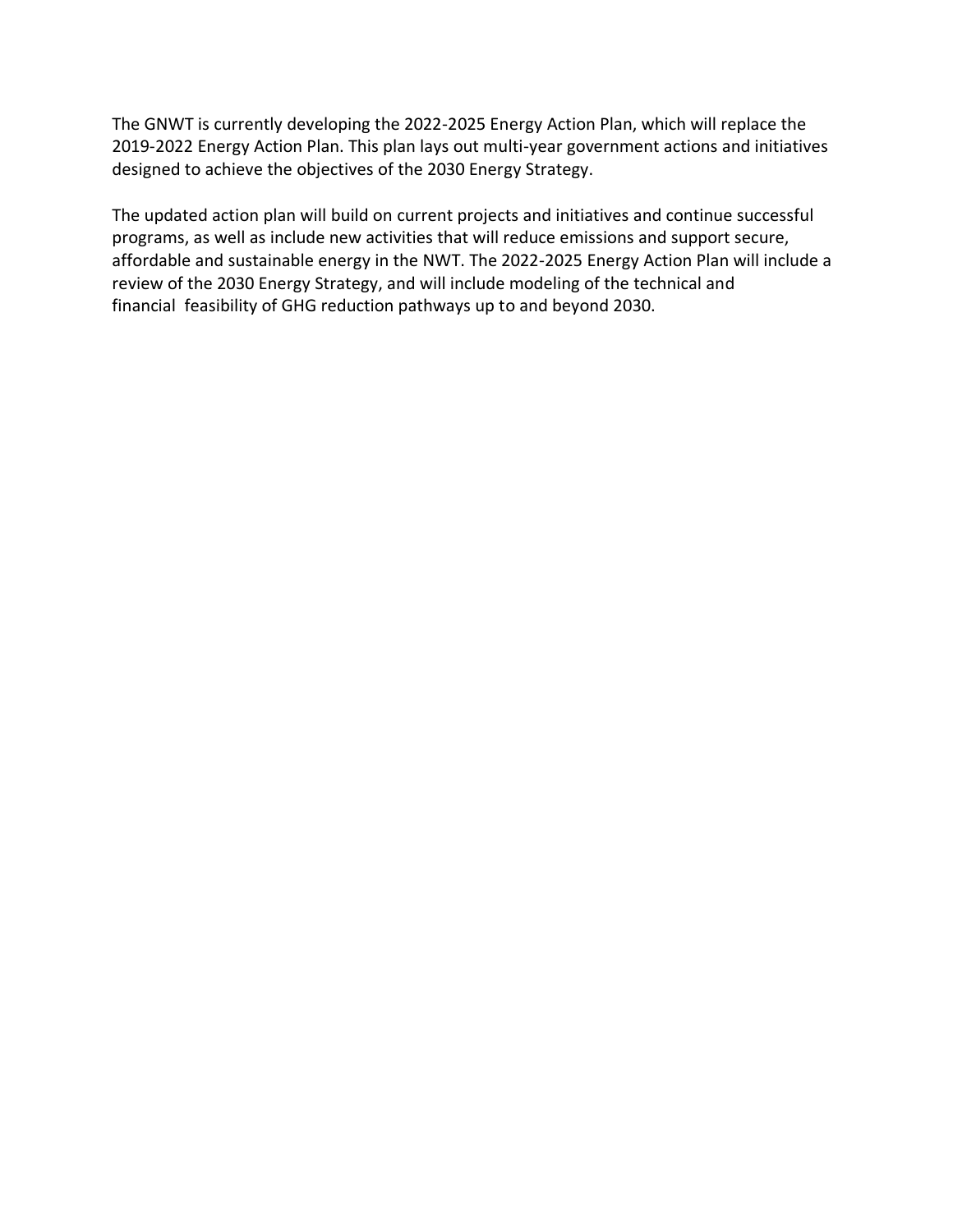The GNWT is currently developing the 2022-2025 Energy Action Plan, which will replace the 2019-2022 Energy Action Plan. This plan lays out multi-year government actions and initiatives designed to achieve the objectives of the 2030 Energy Strategy.

The updated action plan will build on current projects and initiatives and continue successful programs, as well as include new activities that will reduce emissions and support secure, affordable and sustainable energy in the NWT. The 2022-2025 Energy Action Plan will include a review of the 2030 Energy Strategy, and will include modeling of the technical and financial feasibility of GHG reduction pathways up to and beyond 2030.